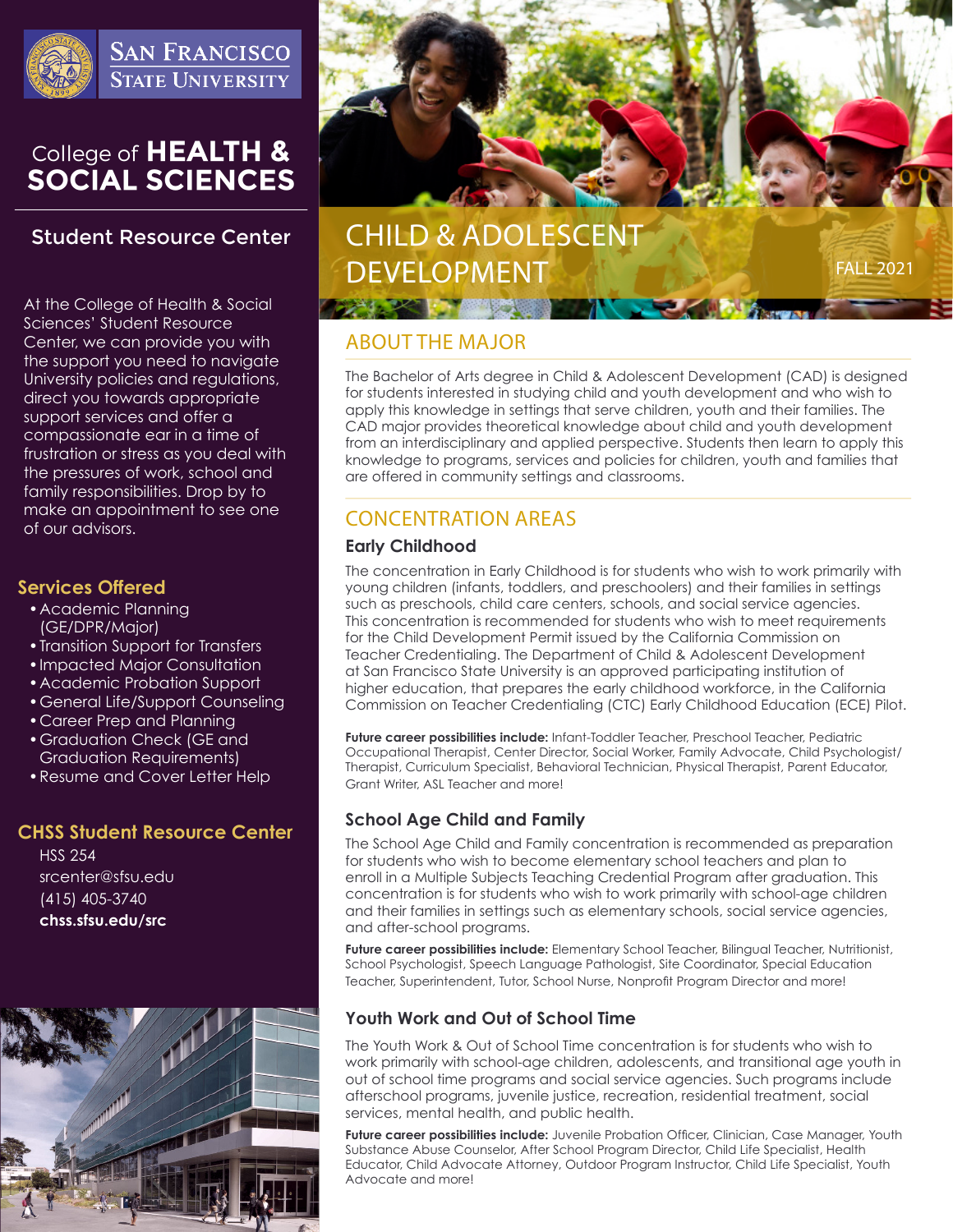San Francisco State University

College of **HEALTH & SOCIAL SCIENCES**

## Student Resource Center

At the College of Health & Social Sciences' Student Resource Center, we can provide you with the support you need to navigate University policies and regulations, direct you towards appropriate support services and offer a compassionate ear in a time of frustration or stress as you deal with the pressures of work, school and family responsibilities. Drop by to make an appointment to see one of our advisors.

### Services Offered

- Academic Planning (GE/DPR/Major)
- Transition Support for Transfers
- Impacted Major Consultation
- Academic Probation Support
- General Life/Support Counseling
- Career Prep and Planning
- Graduation Check (GE and Graduation Requirements)
- Resume and Cover Letter Help

### CHSS Student Resource Center

HSS 254
srcenter@sfsu.edu
(415) 405-3740
**chss.sfsu.edu/src**

# CHILD & ADOLESCENT DEVELOPMENT

FALL 2021

## ABOUT THE MAJOR

The Bachelor of Arts degree in Child & Adolescent Development (CAD) is designed for students interested in studying child and youth development and who wish to apply this knowledge in settings that serve children, youth and their families. The CAD major provides theoretical knowledge about child and youth development from an interdisciplinary and applied perspective. Students then learn to apply this knowledge to programs, services and policies for children, youth and families that are offered in community settings and classrooms.

## CONCENTRATION AREAS

### Early Childhood

The concentration in Early Childhood is for students who wish to work primarily with young children (infants, toddlers, and preschoolers) and their families in settings such as preschools, child care centers, schools, and social service agencies. This concentration is recommended for students who wish to meet requirements for the Child Development Permit issued by the California Commission on Teacher Credentialing. The Department of Child & Adolescent Development at San Francisco State University is an approved participating institution of higher education, that prepares the early childhood workforce, in the California Commission on Teacher Credentialing (CTC) Early Childhood Education (ECE) Pilot.

**Future career possibilities include:** Infant-Toddler Teacher, Preschool Teacher, Pediatric Occupational Therapist, Center Director, Social Worker, Family Advocate, Child Psychologist/Therapist, Curriculum Specialist, Behavioral Technician, Physical Therapist, Parent Educator, Grant Writer, ASL Teacher and more!

### School Age Child and Family

The School Age Child and Family concentration is recommended as preparation for students who wish to become elementary school teachers and plan to enroll in a Multiple Subjects Teaching Credential Program after graduation. This concentration is for students who wish to work primarily with school-age children and their families in settings such as elementary schools, social service agencies, and after-school programs.

**Future career possibilities include:** Elementary School Teacher, Bilingual Teacher, Nutritionist, School Psychologist, Speech Language Pathologist, Site Coordinator, Special Education Teacher, Superintendent, Tutor, School Nurse, Nonprofit Program Director and more!

### Youth Work and Out of School Time

The Youth Work & Out of School Time concentration is for students who wish to work primarily with school-age children, adolescents, and transitional age youth in out of school time programs and social service agencies. Such programs include afterschool programs, juvenile justice, recreation, residential treatment, social services, mental health, and public health.

**Future career possibilities include:** Juvenile Probation Officer, Clinician, Case Manager, Youth Substance Abuse Counselor, After School Program Director, Child Life Specialist, Health Educator, Child Advocate Attorney, Outdoor Program Instructor, Child Life Specialist, Youth Advocate and more!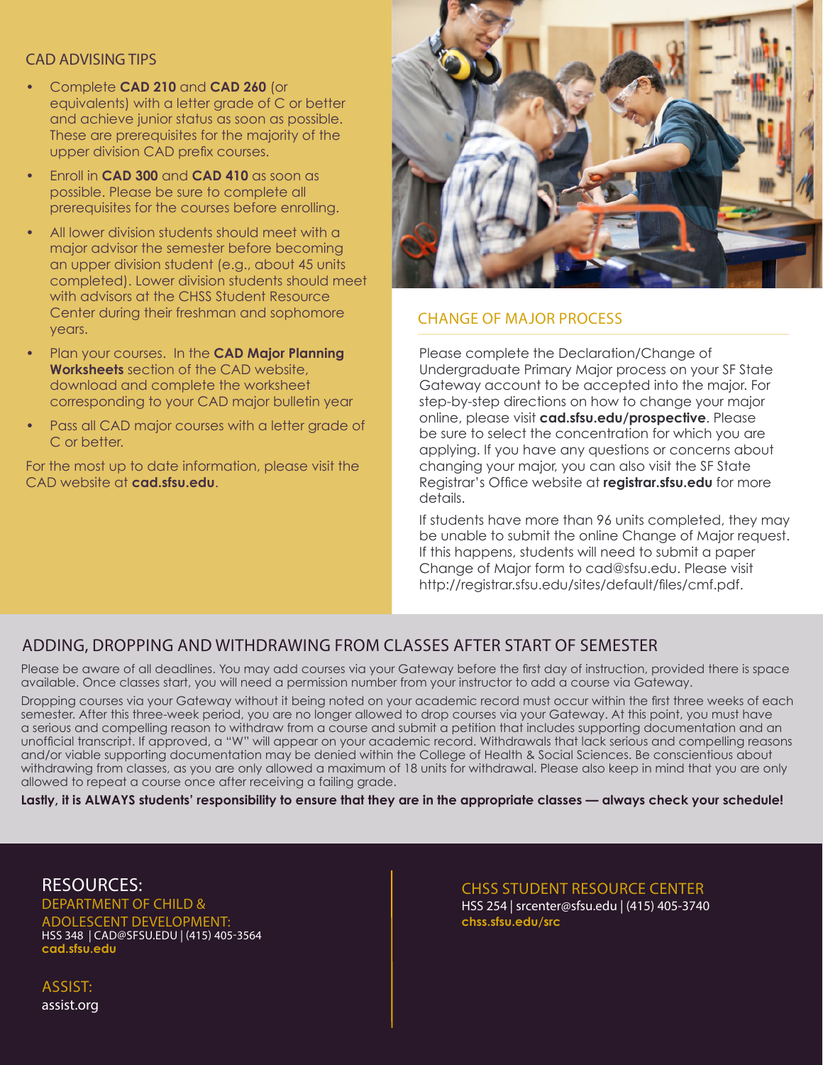## CAD ADVISING TIPS

- Complete **CAD 210** and **CAD 260** (or equivalents) with a letter grade of C or better and achieve junior status as soon as possible. These are prerequisites for the majority of the upper division CAD prefix courses.
- Enroll in **CAD 300** and **CAD 410** as soon as possible. Please be sure to complete all prerequisites for the courses before enrolling.
- All lower division students should meet with a major advisor the semester before becoming an upper division student (e.g., about 45 units completed). Lower division students should meet with advisors at the CHSS Student Resource Center during their freshman and sophomore years.
- Plan your courses. In the **CAD Major Planning Worksheets** section of the CAD website, download and complete the worksheet corresponding to your CAD major bulletin year
- Pass all CAD major courses with a letter grade of C or better.

For the most up to date information, please visit the CAD website at **cad.sfsu.edu**.

## CHANGE OF MAJOR PROCESS

Please complete the Declaration/Change of Undergraduate Primary Major process on your SF State Gateway account to be accepted into the major. For step-by-step directions on how to change your major online, please visit **cad.sfsu.edu/prospective**. Please be sure to select the concentration for which you are applying. If you have any questions or concerns about changing your major, you can also visit the SF State Registrar's Office website at **registrar.sfsu.edu** for more details.

If students have more than 96 units completed, they may be unable to submit the online Change of Major request. If this happens, students will need to submit a paper Change of Major form to cad@sfsu.edu. Please visit http://registrar.sfsu.edu/sites/default/files/cmf.pdf.

## ADDING, DROPPING AND WITHDRAWING FROM CLASSES AFTER START OF SEMESTER

Please be aware of all deadlines. You may add courses via your Gateway before the first day of instruction, provided there is space available. Once classes start, you will need a permission number from your instructor to add a course via Gateway.

Dropping courses via your Gateway without it being noted on your academic record must occur within the first three weeks of each semester. After this three-week period, you are no longer allowed to drop courses via your Gateway. At this point, you must have a serious and compelling reason to withdraw from a course and submit a petition that includes supporting documentation and an unofficial transcript. If approved, a "W" will appear on your academic record. Withdrawals that lack serious and compelling reasons and/or viable supporting documentation may be denied within the College of Health & Social Sciences. Be conscientious about withdrawing from classes, as you are only allowed a maximum of 18 units for withdrawal. Please also keep in mind that you are only allowed to repeat a course once after receiving a failing grade.

**Lastly, it is ALWAYS students' responsibility to ensure that they are in the appropriate classes — always check your schedule!**

## RESOURCES:

**DEPARTMENT OF CHILD & ADOLESCENT DEVELOPMENT:**
HSS 348 | CAD@SFSU.EDU | (415) 405-3564
**cad.sfsu.edu**

**ASSIST:**
assist.org

**CHSS STUDENT RESOURCE CENTER**
HSS 254 | srcenter@sfsu.edu | (415) 405-3740
**chss.sfsu.edu/src**